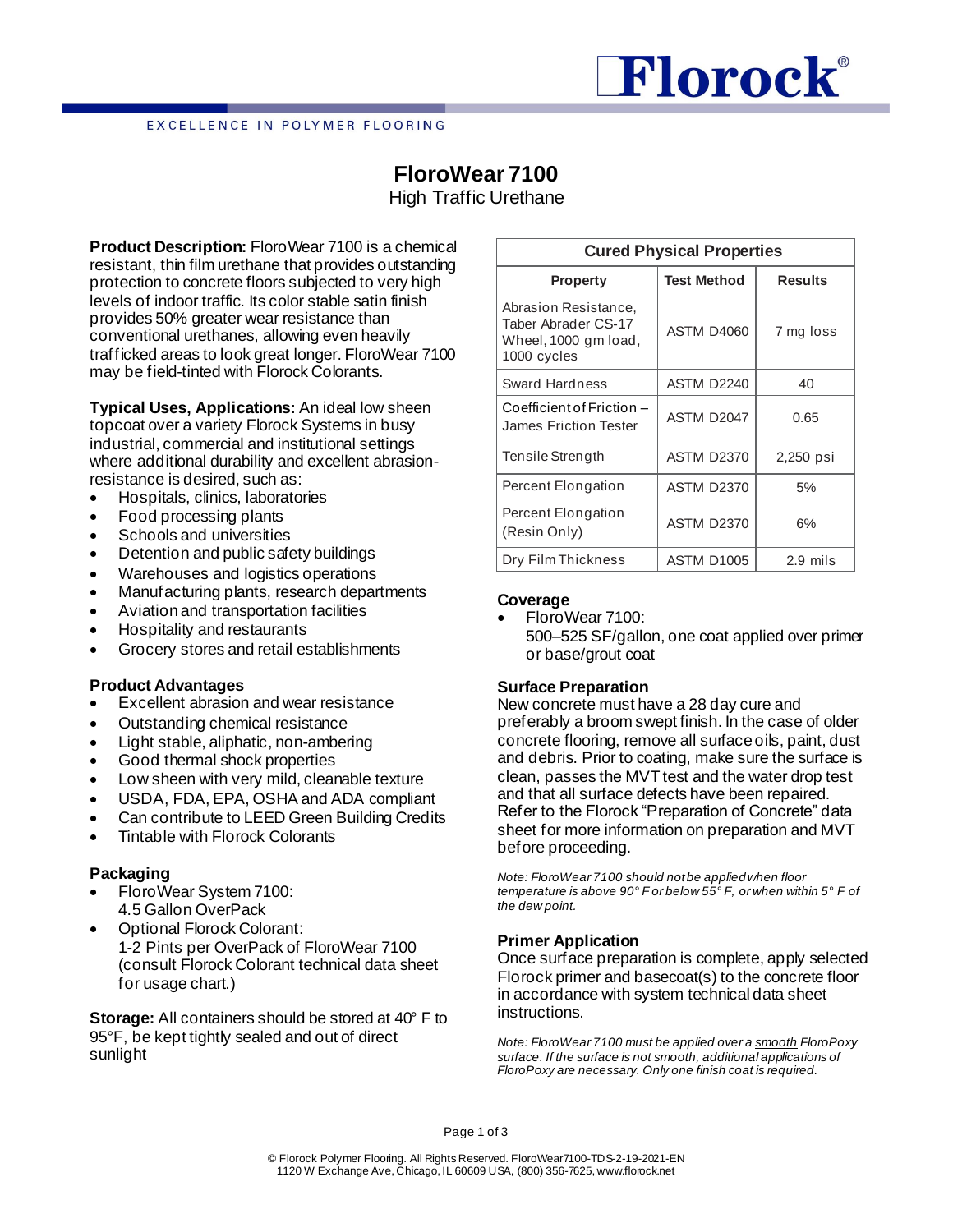Florock®

EXCELLENCE IN POLYMER FLOORING

# FloroWear 7100

High Traffic Urethane

**Product Description:** FloroWear 7100 is a chemical resistant, thin film urethane that provides outstanding protection to concrete floors subjected to very high levels of indoor traffic. Its color stable satin finish provides 50% greater wear resistance than conventional urethanes, allowing even heavily trafficked areas to look great longer. FloroWear 7100 may be field-tinted with Florock Colorants.

**Typical Uses, Applications:** An ideal low sheen topcoat over a variety Florock Systems in busy industrial, commercial and institutional settings where additional durability and excellent abrasion-resistance is desired, such as:

- Hospitals, clinics, laboratories
- Food processing plants
- Schools and universities
- Detention and public safety buildings
- Warehouses and logistics operations
- Manufacturing plants, research departments
- Aviation and transportation facilities
- Hospitality and restaurants
- Grocery stores and retail establishments

### Product Advantages

- Excellent abrasion and wear resistance
- Outstanding chemical resistance
- Light stable, aliphatic, non-ambering
- Good thermal shock properties
- Low sheen with very mild, cleanable texture
- USDA, FDA, EPA, OSHA and ADA compliant
- Can contribute to LEED Green Building Credits
- Tintable with Florock Colorants

### Packaging

- FloroWear System 7100:
  4.5 Gallon OverPack
- Optional Florock Colorant:
  1-2 Pints per OverPack of FloroWear 7100 (consult Florock Colorant technical data sheet for usage chart.)

**Storage:** All containers should be stored at 40° F to 95°F, be kept tightly sealed and out of direct sunlight

| Cured Physical Properties | | |
|---|---|---|
| **Property** | **Test Method** | **Results** |
| Abrasion Resistance, Taber Abrader CS-17 Wheel, 1000 gm load, 1000 cycles | ASTM D4060 | 7 mg loss |
| Sward Hardness | ASTM D2240 | 40 |
| Coefficient of Friction – James Friction Tester | ASTM D2047 | 0.65 |
| Tensile Strength | ASTM D2370 | 2,250 psi |
| Percent Elongation | ASTM D2370 | 5% |
| Percent Elongation (Resin Only) | ASTM D2370 | 6% |
| Dry Film Thickness | ASTM D1005 | 2.9 mils |

### Coverage

- FloroWear 7100:
  500–525 SF/gallon, one coat applied over primer or base/grout coat

### Surface Preparation

New concrete must have a 28 day cure and preferably a broom swept finish. In the case of older concrete flooring, remove all surface oils, paint, dust and debris. Prior to coating, make sure the surface is clean, passes the MVT test and the water drop test and that all surface defects have been repaired. Refer to the Florock "Preparation of Concrete" data sheet for more information on preparation and MVT before proceeding.

*Note: FloroWear 7100 should not be applied when floor temperature is above 90° F or below 55° F, or when within 5° F of the dew point.*

### Primer Application

Once surface preparation is complete, apply selected Florock primer and basecoat(s) to the concrete floor in accordance with system technical data sheet instructions.

*Note: FloroWear 7100 must be applied over a smooth FloroPoxy surface. If the surface is not smooth, additional applications of FloroPoxy are necessary. Only one finish coat is required.*

© Florock Polymer Flooring. All Rights Reserved. FloroWear7100-TDS-2-19-2021-EN
1120 W Exchange Ave, Chicago, IL 60609 USA, (800) 356-7625, www.florock.net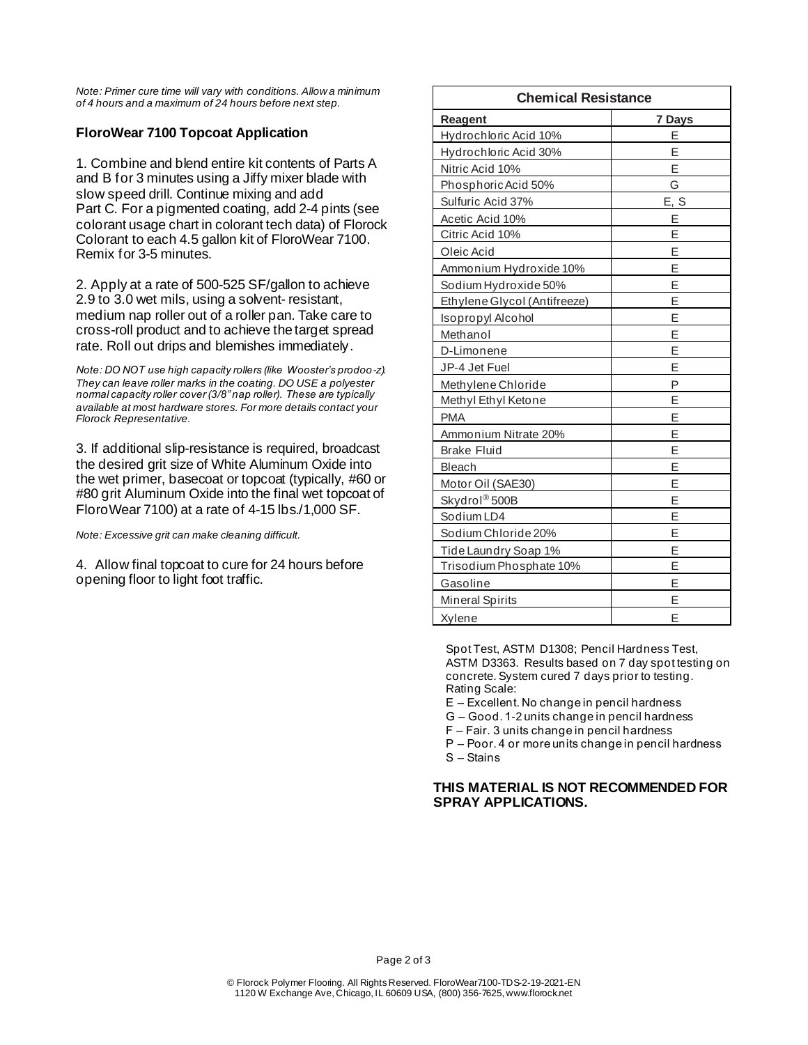*Note: Primer cure time will vary with conditions. Allow a minimum of 4 hours and a maximum of 24 hours before next step.*

### FloroWear 7100 Topcoat Application

1. Combine and blend entire kit contents of Parts A and B for 3 minutes using a Jiffy mixer blade with slow speed drill. Continue mixing and add Part C. For a pigmented coating, add 2-4 pints (see colorant usage chart in colorant tech data) of Florock Colorant to each 4.5 gallon kit of FloroWear 7100. Remix for 3-5 minutes.

2. Apply at a rate of 500-525 SF/gallon to achieve 2.9 to 3.0 wet mils, using a solvent- resistant, medium nap roller out of a roller pan. Take care to cross-roll product and to achieve the target spread rate. Roll out drips and blemishes immediately.

*Note: DO NOT use high capacity rollers (like Wooster's prodoo-z). They can leave roller marks in the coating. DO USE a polyester normal capacity roller cover (3/8" nap roller). These are typically available at most hardware stores. For more details contact your Florock Representative.*

3. If additional slip-resistance is required, broadcast the desired grit size of White Aluminum Oxide into the wet primer, basecoat or topcoat (typically, #60 or #80 grit Aluminum Oxide into the final wet topcoat of FloroWear 7100) at a rate of 4-15 lbs./1,000 SF.

*Note: Excessive grit can make cleaning difficult.*

4. Allow final topcoat to cure for 24 hours before opening floor to light foot traffic.

| Chemical Resistance | |
|---|---|
| **Reagent** | **7 Days** |
| Hydrochloric Acid 10% | E |
| Hydrochloric Acid 30% | E |
| Nitric Acid 10% | E |
| Phosphoric Acid 50% | G |
| Sulfuric Acid 37% | E, S |
| Acetic Acid 10% | E |
| Citric Acid 10% | E |
| Oleic Acid | E |
| Ammonium Hydroxide 10% | E |
| Sodium Hydroxide 50% | E |
| Ethylene Glycol (Antifreeze) | E |
| Isopropyl Alcohol | E |
| Methanol | E |
| D-Limonene | E |
| JP-4 Jet Fuel | E |
| Methylene Chloride | P |
| Methyl Ethyl Ketone | E |
| PMA | E |
| Ammonium Nitrate 20% | E |
| Brake Fluid | E |
| Bleach | E |
| Motor Oil (SAE30) | E |
| Skydrol® 500B | E |
| Sodium LD4 | E |
| Sodium Chloride 20% | E |
| Tide Laundry Soap 1% | E |
| Trisodium Phosphate 10% | E |
| Gasoline | E |
| Mineral Spirits | E |
| Xylene | E |

Spot Test, ASTM D1308; Pencil Hardness Test, ASTM D3363. Results based on 7 day spot testing on concrete. System cured 7 days prior to testing.
Rating Scale:
E – Excellent. No change in pencil hardness
G – Good. 1-2 units change in pencil hardness
F – Fair. 3 units change in pencil hardness
P – Poor. 4 or more units change in pencil hardness
S – Stains

**THIS MATERIAL IS NOT RECOMMENDED FOR SPRAY APPLICATIONS.**

© Florock Polymer Flooring. All Rights Reserved. FloroWear7100-TDS-2-19-2021-EN
1120 W Exchange Ave, Chicago, IL 60609 USA, (800) 356-7625, www.florock.net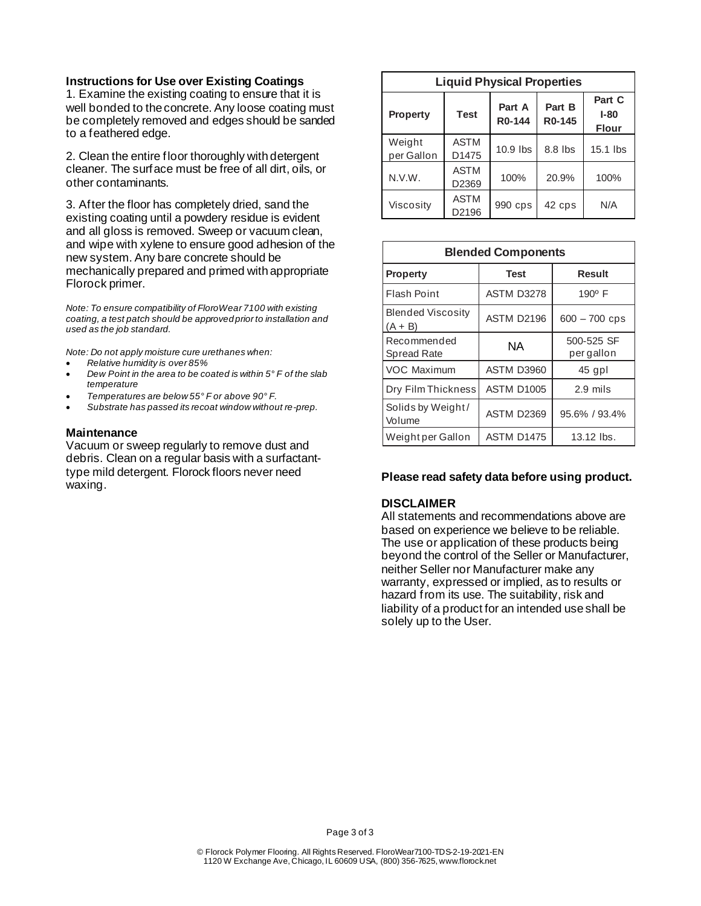### Instructions for Use over Existing Coatings

1. Examine the existing coating to ensure that it is well bonded to the concrete. Any loose coating must be completely removed and edges should be sanded to a feathered edge.

2. Clean the entire floor thoroughly with detergent cleaner. The surface must be free of all dirt, oils, or other contaminants.

3. After the floor has completely dried, sand the existing coating until a powdery residue is evident and all gloss is removed. Sweep or vacuum clean, and wipe with xylene to ensure good adhesion of the new system. Any bare concrete should be mechanically prepared and primed with appropriate Florock primer.

*Note: To ensure compatibility of FloroWear 7100 with existing coating, a test patch should be approved prior to installation and used as the job standard.*

*Note: Do not apply moisture cure urethanes when:*

- *Relative humidity is over 85%*
- *Dew Point in the area to be coated is within 5° F of the slab temperature*
- *Temperatures are below 55° F or above 90° F.*
- *Substrate has passed its recoat window without re-prep.*

### Maintenance

Vacuum or sweep regularly to remove dust and debris. Clean on a regular basis with a surfactant-type mild detergent. Florock floors never need waxing.

**Liquid Physical Properties**

| Property | Test | Part A R0-144 | Part B R0-145 | Part C I-80 Flour |
|---|---|---|---|---|
| Weight per Gallon | ASTM D1475 | 10.9 lbs | 8.8 lbs | 15.1 lbs |
| N.V.W. | ASTM D2369 | 100% | 20.9% | 100% |
| Viscosity | ASTM D2196 | 990 cps | 42 cps | N/A |

**Blended Components**

| Property | Test | Result |
|---|---|---|
| Flash Point | ASTM D3278 | 190º F |
| Blended Viscosity (A + B) | ASTM D2196 | 600 – 700 cps |
| Recommended Spread Rate | NA | 500-525 SF per gallon |
| VOC Maximum | ASTM D3960 | 45 gpl |
| Dry Film Thickness | ASTM D1005 | 2.9 mils |
| Solids by Weight/ Volume | ASTM D2369 | 95.6% / 93.4% |
| Weight per Gallon | ASTM D1475 | 13.12 lbs. |

**Please read safety data before using product.**

### DISCLAIMER

All statements and recommendations above are based on experience we believe to be reliable. The use or application of these products being beyond the control of the Seller or Manufacturer, neither Seller nor Manufacturer make any warranty, expressed or implied, as to results or hazard from its use. The suitability, risk and liability of a product for an intended use shall be solely up to the User.

© Florock Polymer Flooring. All Rights Reserved. FloroWear7100-TDS-2-19-2021-EN
1120 W Exchange Ave, Chicago, IL 60609 USA, (800) 356-7625, www.florock.net